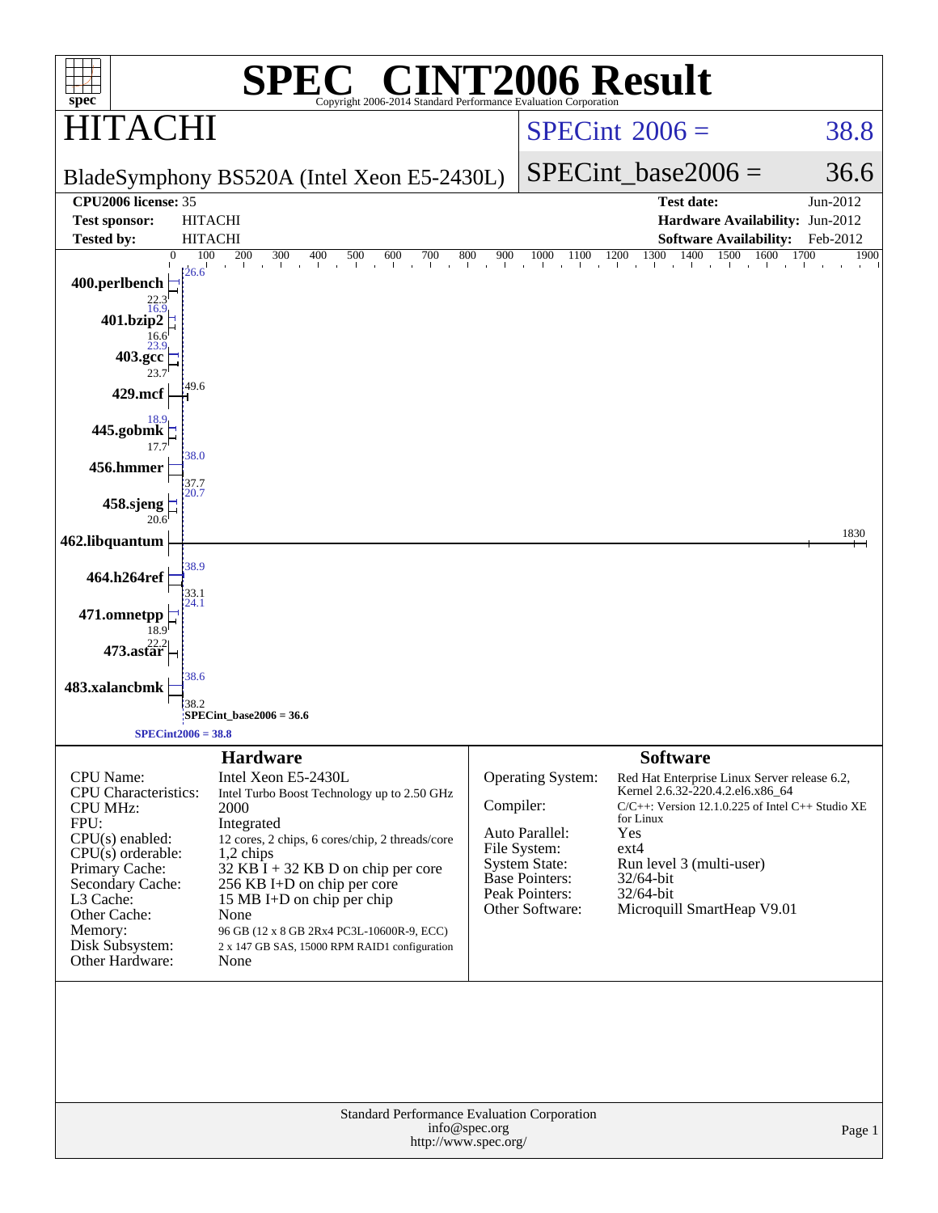# SPEC® CINT2006 Result

Copyright 2006-2014 Standard Performance Evaluation Corporation

## HITACHI

BladeSymphony BS520A (Intel Xeon E5-2430L)

SPECint 2006 = 38.8

SPECint_base2006 = 36.6

| | | | |
|---|---|---|---|
| **CPU2006 license:** | 35 | **Test date:** | Jun-2012 |
| **Test sponsor:** | HITACHI | **Hardware Availability:** | Jun-2012 |
| **Tested by:** | HITACHI | **Software Availability:** | Feb-2012 |

| Benchmark | Base | Peak |
|---|---|---|
| 400.perlbench | 22.3 | 26.6 |
| 401.bzip2 | 16.6 | 16.9 |
| 403.gcc | 23.7 | 23.9 |
| 429.mcf | 49.6 | |
| 445.gobmk | 17.7 | 18.9 |
| 456.hmmer | 37.7 | 38.0 |
| 458.sjeng | 20.6 | 20.7 |
| 462.libquantum | 1830 | |
| 464.h264ref | 33.1 | 38.9 |
| 471.omnetpp | 18.9 | 24.1 |
| 473.astar | 22.2 | |
| 483.xalancbmk | 38.2 | 38.6 |

SPECint_base2006 = 36.6

SPECint2006 = 38.8

## Hardware

| | |
|---|---|
| CPU Name: | Intel Xeon E5-2430L |
| CPU Characteristics: | Intel Turbo Boost Technology up to 2.50 GHz |
| CPU MHz: | 2000 |
| FPU: | Integrated |
| CPU(s) enabled: | 12 cores, 2 chips, 6 cores/chip, 2 threads/core |
| CPU(s) orderable: | 1,2 chips |
| Primary Cache: | 32 KB I + 32 KB D on chip per core |
| Secondary Cache: | 256 KB I+D on chip per core |
| L3 Cache: | 15 MB I+D on chip per chip |
| Other Cache: | None |
| Memory: | 96 GB (12 x 8 GB 2Rx4 PC3L-10600R-9, ECC) |
| Disk Subsystem: | 2 x 147 GB SAS, 15000 RPM RAID1 configuration |
| Other Hardware: | None |

## Software

| | |
|---|---|
| Operating System: | Red Hat Enterprise Linux Server release 6.2, Kernel 2.6.32-220.4.2.el6.x86_64 |
| Compiler: | C/C++: Version 12.1.0.225 of Intel C++ Studio XE for Linux |
| Auto Parallel: | Yes |
| File System: | ext4 |
| System State: | Run level 3 (multi-user) |
| Base Pointers: | 32/64-bit |
| Peak Pointers: | 32/64-bit |
| Other Software: | Microquill SmartHeap V9.01 |

Standard Performance Evaluation Corporation
info@spec.org
http://www.spec.org/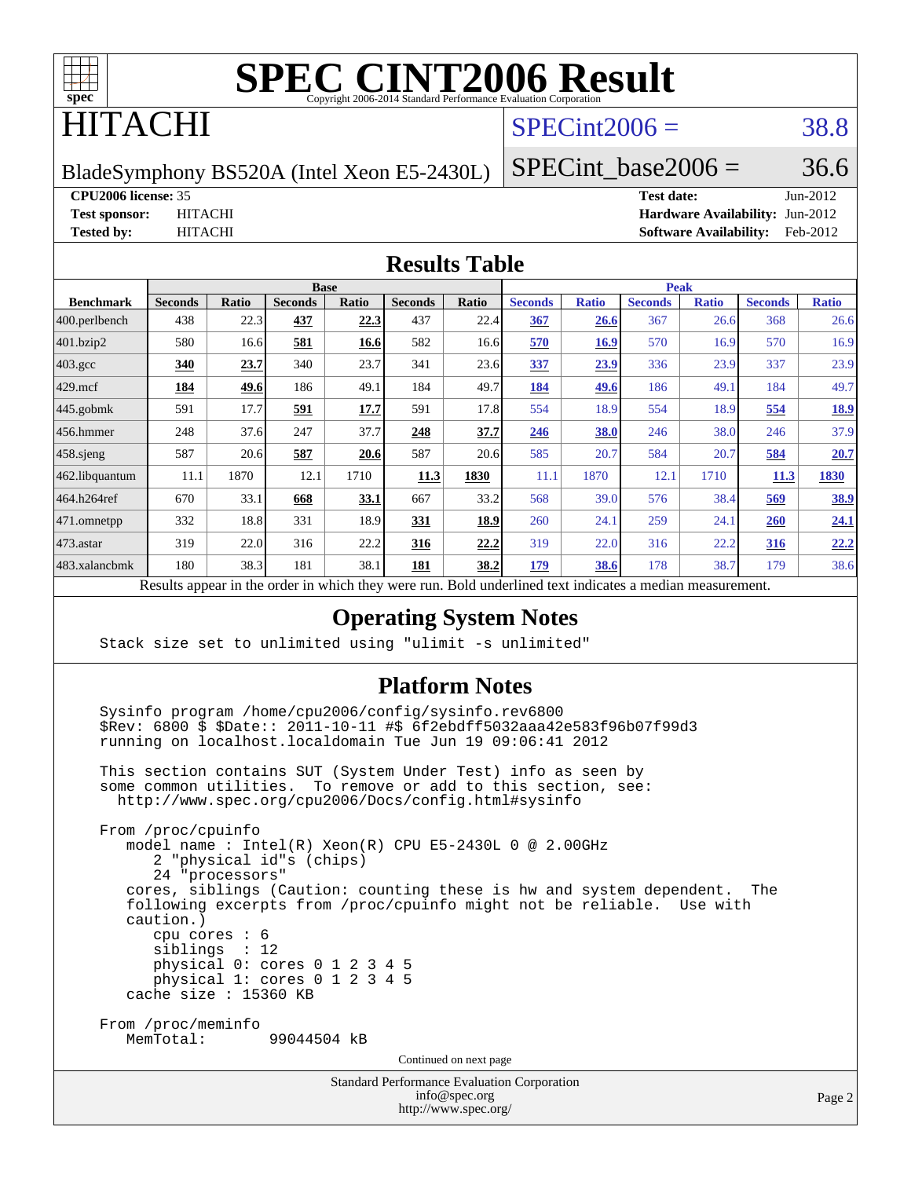# SPEC CINT2006 Result

Copyright 2006-2014 Standard Performance Evaluation Corporation

# HITACHI

BladeSymphony BS520A (Intel Xeon E5-2430L)

SPECint2006 = 38.8

SPECint_base2006 = 36.6

**CPU2006 license:** 35
**Test sponsor:** HITACHI
**Tested by:** HITACHI

**Test date:** Jun-2012
**Hardware Availability:** Jun-2012
**Software Availability:** Feb-2012

## Results Table

| Benchmark | Base | | | | | | Peak | | | | | |
|---|---|---|---|---|---|---|---|---|---|---|---|---|
| | Seconds | Ratio | Seconds | Ratio | Seconds | Ratio | Seconds | Ratio | Seconds | Ratio | Seconds | Ratio |
| 400.perlbench | 438 | 22.3 | **437** | **22.3** | 437 | 22.4 | **367** | **26.6** | 367 | 26.6 | 368 | 26.6 |
| 401.bzip2 | 580 | 16.6 | **581** | **16.6** | 582 | 16.6 | **570** | **16.9** | 570 | 16.9 | 570 | 16.9 |
| 403.gcc | **340** | **23.7** | 340 | 23.7 | 341 | 23.6 | **337** | **23.9** | 336 | 23.9 | 337 | 23.9 |
| 429.mcf | **184** | **49.6** | 186 | 49.1 | 184 | 49.7 | **184** | **49.6** | 186 | 49.1 | 184 | 49.7 |
| 445.gobmk | 591 | 17.7 | **591** | **17.7** | 591 | 17.8 | 554 | 18.9 | 554 | 18.9 | **554** | **18.9** |
| 456.hmmer | 248 | 37.6 | 247 | 37.7 | **248** | **37.7** | **246** | **38.0** | 246 | 38.0 | 246 | 37.9 |
| 458.sjeng | 587 | 20.6 | **587** | **20.6** | 587 | 20.6 | 585 | 20.7 | 584 | 20.7 | **584** | **20.7** |
| 462.libquantum | 11.1 | 1870 | 12.1 | 1710 | **11.3** | **1830** | 11.1 | 1870 | 12.1 | 1710 | **11.3** | **1830** |
| 464.h264ref | 670 | 33.1 | **668** | **33.1** | 667 | 33.2 | 568 | 39.0 | 576 | 38.4 | **569** | **38.9** |
| 471.omnetpp | 332 | 18.8 | 331 | 18.9 | **331** | **18.9** | 260 | 24.1 | 259 | 24.1 | **260** | **24.1** |
| 473.astar | 319 | 22.0 | 316 | 22.2 | **316** | **22.2** | 319 | 22.0 | 316 | 22.2 | **316** | **22.2** |
| 483.xalancbmk | 180 | 38.3 | 181 | 38.1 | **181** | **38.2** | **179** | **38.6** | 178 | 38.7 | 179 | 38.6 |

Results appear in the order in which they were run. Bold underlined text indicates a median measurement.

## Operating System Notes

```
Stack size set to unlimited using "ulimit -s unlimited"
```

## Platform Notes

```
Sysinfo program /home/cpu2006/config/sysinfo.rev6800
$Rev: 6800 $ $Date:: 2011-10-11 #$ 6f2ebdff5032aaa42e583f96b07f99d3
running on localhost.localdomain Tue Jun 19 09:06:41 2012

This section contains SUT (System Under Test) info as seen by
some common utilities.  To remove or add to this section, see:
  http://www.spec.org/cpu2006/Docs/config.html#sysinfo

From /proc/cpuinfo
   model name : Intel(R) Xeon(R) CPU E5-2430L 0 @ 2.00GHz
      2 "physical id"s (chips)
      24 "processors"
   cores, siblings (Caution: counting these is hw and system dependent.  The
   following excerpts from /proc/cpuinfo might not be reliable.  Use with
   caution.)
      cpu cores : 6
      siblings  : 12
      physical 0: cores 0 1 2 3 4 5
      physical 1: cores 0 1 2 3 4 5
   cache size : 15360 KB

From /proc/meminfo
   MemTotal:       99044504 kB
```

Continued on next page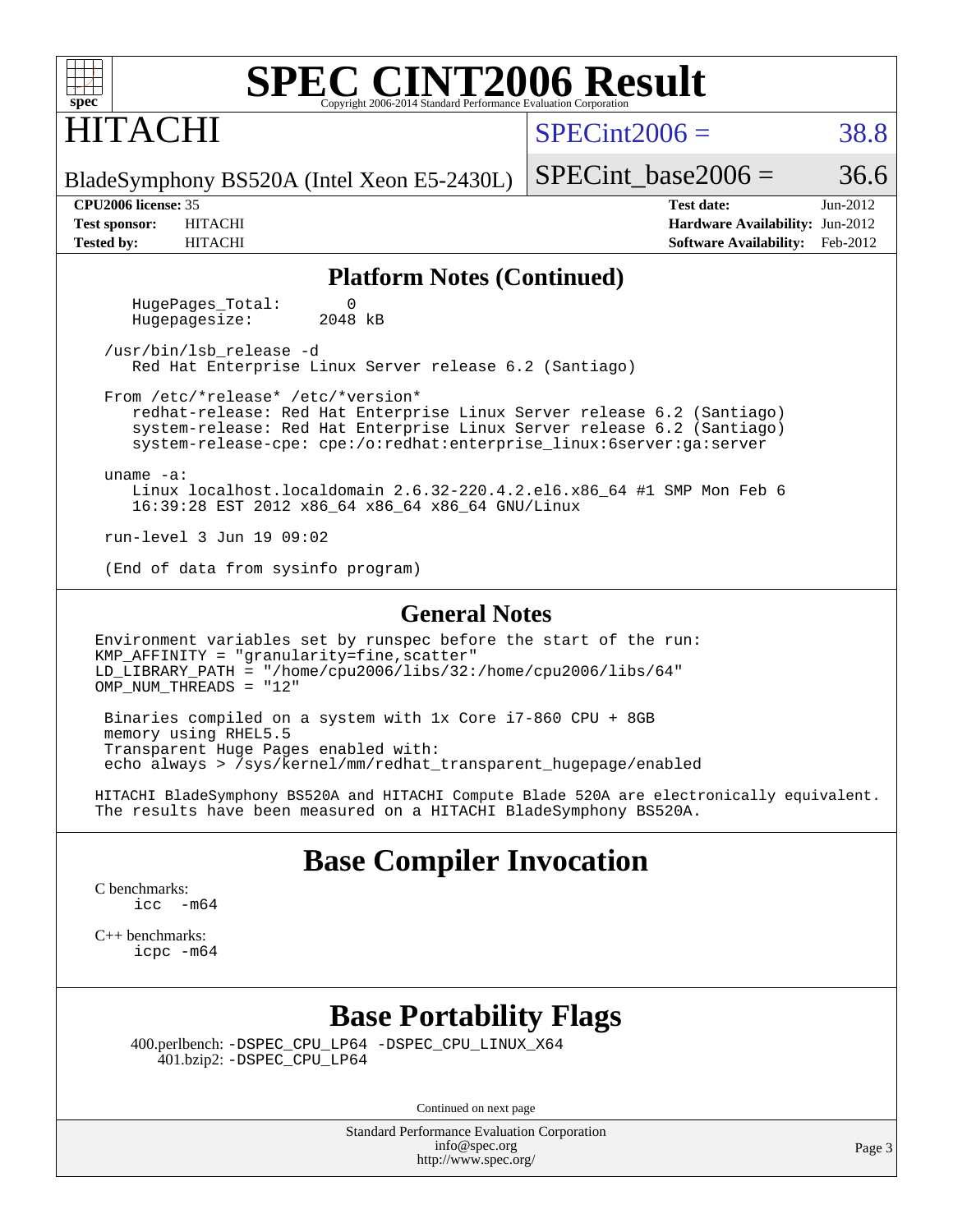# SPEC CINT2006 Result

Copyright 2006-2014 Standard Performance Evaluation Corporation

**HITACHI**

BladeSymphony BS520A (Intel Xeon E5-2430L)

SPECint2006 = 38.8

SPECint_base2006 = 36.6

| | | | |
|---|---|---|---|
| **CPU2006 license:** 35 | | **Test date:** | Jun-2012 |
| **Test sponsor:** | HITACHI | **Hardware Availability:** | Jun-2012 |
| **Tested by:** | HITACHI | **Software Availability:** | Feb-2012 |

## Platform Notes (Continued)

```
     HugePages_Total:       0
     Hugepagesize:       2048 kB

  /usr/bin/lsb_release -d
     Red Hat Enterprise Linux Server release 6.2 (Santiago)

  From /etc/*release* /etc/*version*
     redhat-release: Red Hat Enterprise Linux Server release 6.2 (Santiago)
     system-release: Red Hat Enterprise Linux Server release 6.2 (Santiago)
     system-release-cpe: cpe:/o:redhat:enterprise_linux:6server:ga:server

  uname -a:
     Linux localhost.localdomain 2.6.32-220.4.2.el6.x86_64 #1 SMP Mon Feb 6
     16:39:28 EST 2012 x86_64 x86_64 x86_64 GNU/Linux

  run-level 3 Jun 19 09:02

  (End of data from sysinfo program)
```

## General Notes

```
Environment variables set by runspec before the start of the run:
KMP_AFFINITY = "granularity=fine,scatter"
LD_LIBRARY_PATH = "/home/cpu2006/libs/32:/home/cpu2006/libs/64"
OMP_NUM_THREADS = "12"

 Binaries compiled on a system with 1x Core i7-860 CPU + 8GB
 memory using RHEL5.5
 Transparent Huge Pages enabled with:
 echo always > /sys/kernel/mm/redhat_transparent_hugepage/enabled

HITACHI BladeSymphony BS520A and HITACHI Compute Blade 520A are electronically equivalent.
The results have been measured on a HITACHI BladeSymphony BS520A.
```

## Base Compiler Invocation

C benchmarks:
    icc -m64

C++ benchmarks:
    icpc -m64

## Base Portability Flags

400.perlbench: -DSPEC_CPU_LP64 -DSPEC_CPU_LINUX_X64
401.bzip2: -DSPEC_CPU_LP64

Continued on next page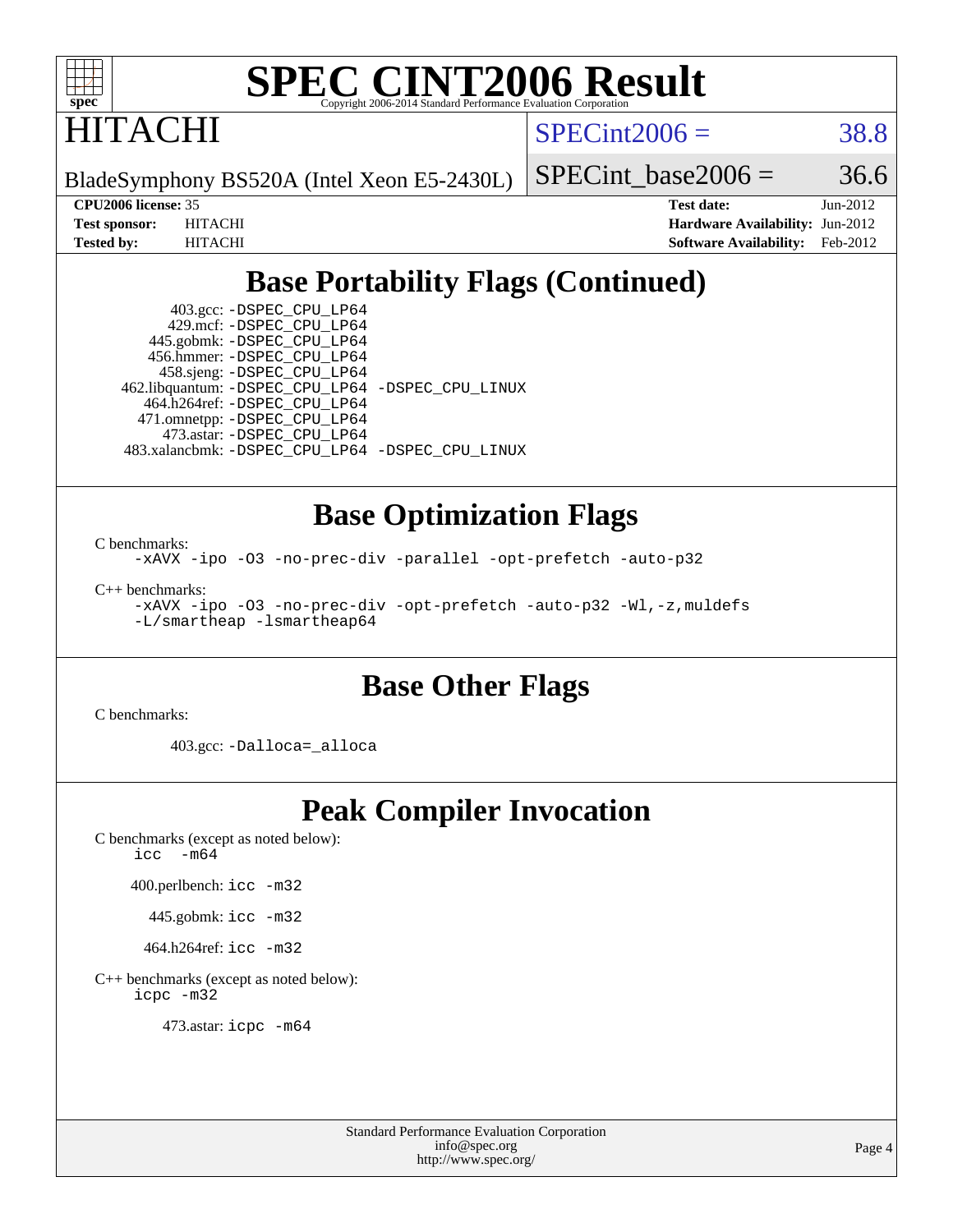# SPEC CINT2006 Result

Copyright 2006-2014 Standard Performance Evaluation Corporation

# HITACHI

BladeSymphony BS520A (Intel Xeon E5-2430L)

SPECint2006 = 38.8

SPECint_base2006 = 36.6

| | | | |
|---|---|---|---|
| **CPU2006 license:** 35 | | **Test date:** | Jun-2012 |
| **Test sponsor:** | HITACHI | **Hardware Availability:** | Jun-2012 |
| **Tested by:** | HITACHI | **Software Availability:** | Feb-2012 |

## Base Portability Flags (Continued)

403.gcc: -DSPEC_CPU_LP64
429.mcf: -DSPEC_CPU_LP64
445.gobmk: -DSPEC_CPU_LP64
456.hmmer: -DSPEC_CPU_LP64
458.sjeng: -DSPEC_CPU_LP64
462.libquantum: -DSPEC_CPU_LP64 -DSPEC_CPU_LINUX
464.h264ref: -DSPEC_CPU_LP64
471.omnetpp: -DSPEC_CPU_LP64
473.astar: -DSPEC_CPU_LP64
483.xalancbmk: -DSPEC_CPU_LP64 -DSPEC_CPU_LINUX

## Base Optimization Flags

C benchmarks:

-xAVX -ipo -O3 -no-prec-div -parallel -opt-prefetch -auto-p32

C++ benchmarks:

-xAVX -ipo -O3 -no-prec-div -opt-prefetch -auto-p32 -Wl,-z,muldefs
-L/smartheap -lsmartheap64

## Base Other Flags

C benchmarks:

403.gcc: -Dalloca=_alloca

## Peak Compiler Invocation

C benchmarks (except as noted below):

icc -m64

400.perlbench: icc -m32

445.gobmk: icc -m32

464.h264ref: icc -m32

C++ benchmarks (except as noted below):

icpc -m32

473.astar: icpc -m64

Standard Performance Evaluation Corporation
info@spec.org
http://www.spec.org/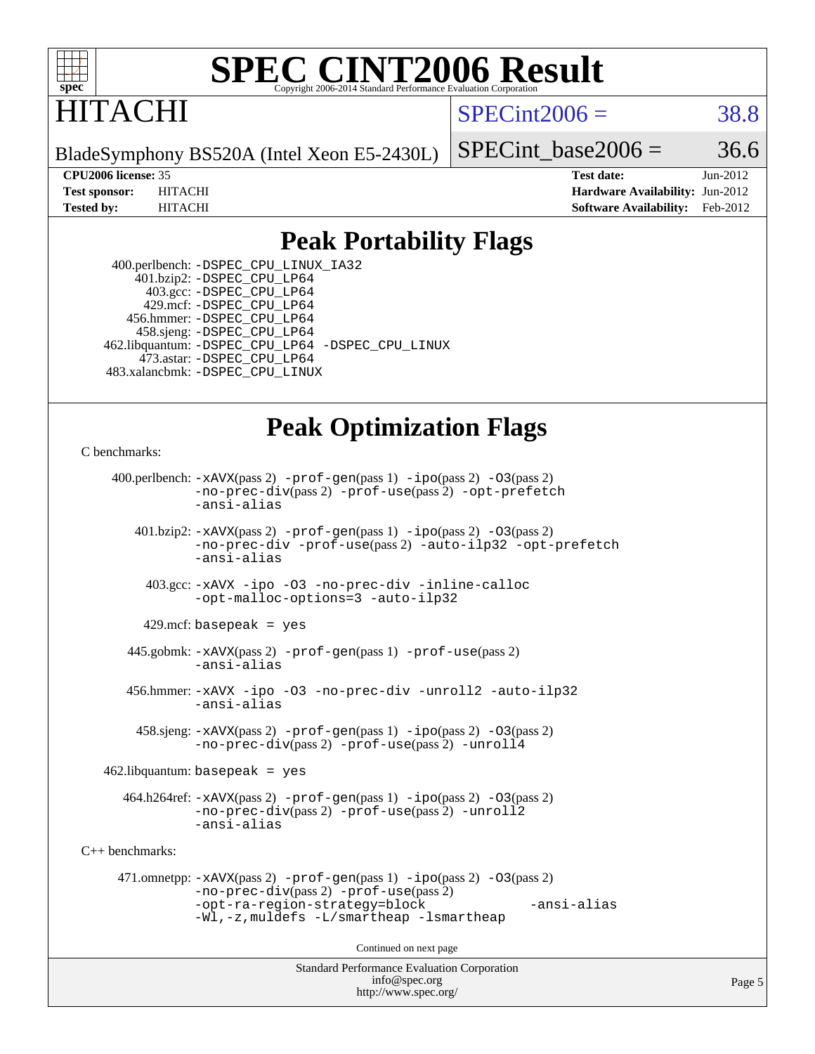# SPEC CINT2006 Result

Copyright 2006-2014 Standard Performance Evaluation Corporation

## HITACHI

BladeSymphony BS520A (Intel Xeon E5-2430L)

SPECint2006 = 38.8

SPECint_base2006 = 36.6

| | | | |
|---|---|---|---|
| **CPU2006 license:** 35 | | **Test date:** | Jun-2012 |
| **Test sponsor:** | HITACHI | **Hardware Availability:** | Jun-2012 |
| **Tested by:** | HITACHI | **Software Availability:** | Feb-2012 |

## Peak Portability Flags

400.perlbench: -DSPEC_CPU_LINUX_IA32
401.bzip2: -DSPEC_CPU_LP64
403.gcc: -DSPEC_CPU_LP64
429.mcf: -DSPEC_CPU_LP64
456.hmmer: -DSPEC_CPU_LP64
458.sjeng: -DSPEC_CPU_LP64
462.libquantum: -DSPEC_CPU_LP64 -DSPEC_CPU_LINUX
473.astar: -DSPEC_CPU_LP64
483.xalancbmk: -DSPEC_CPU_LINUX

## Peak Optimization Flags

C benchmarks:

400.perlbench: -xAVX(pass 2) -prof-gen(pass 1) -ipo(pass 2) -O3(pass 2) -no-prec-div(pass 2) -prof-use(pass 2) -opt-prefetch -ansi-alias

401.bzip2: -xAVX(pass 2) -prof-gen(pass 1) -ipo(pass 2) -O3(pass 2) -no-prec-div -prof-use(pass 2) -auto-ilp32 -opt-prefetch -ansi-alias

403.gcc: -xAVX -ipo -O3 -no-prec-div -inline-calloc -opt-malloc-options=3 -auto-ilp32

429.mcf: basepeak = yes

445.gobmk: -xAVX(pass 2) -prof-gen(pass 1) -prof-use(pass 2) -ansi-alias

456.hmmer: -xAVX -ipo -O3 -no-prec-div -unroll2 -auto-ilp32 -ansi-alias

458.sjeng: -xAVX(pass 2) -prof-gen(pass 1) -ipo(pass 2) -O3(pass 2) -no-prec-div(pass 2) -prof-use(pass 2) -unroll4

462.libquantum: basepeak = yes

464.h264ref: -xAVX(pass 2) -prof-gen(pass 1) -ipo(pass 2) -O3(pass 2) -no-prec-div(pass 2) -prof-use(pass 2) -unroll2 -ansi-alias

C++ benchmarks:

471.omnetpp: -xAVX(pass 2) -prof-gen(pass 1) -ipo(pass 2) -O3(pass 2) -no-prec-div(pass 2) -prof-use(pass 2) -opt-ra-region-strategy=block -ansi-alias -Wl,-z,muldefs -L/smartheap -lsmartheap

Continued on next page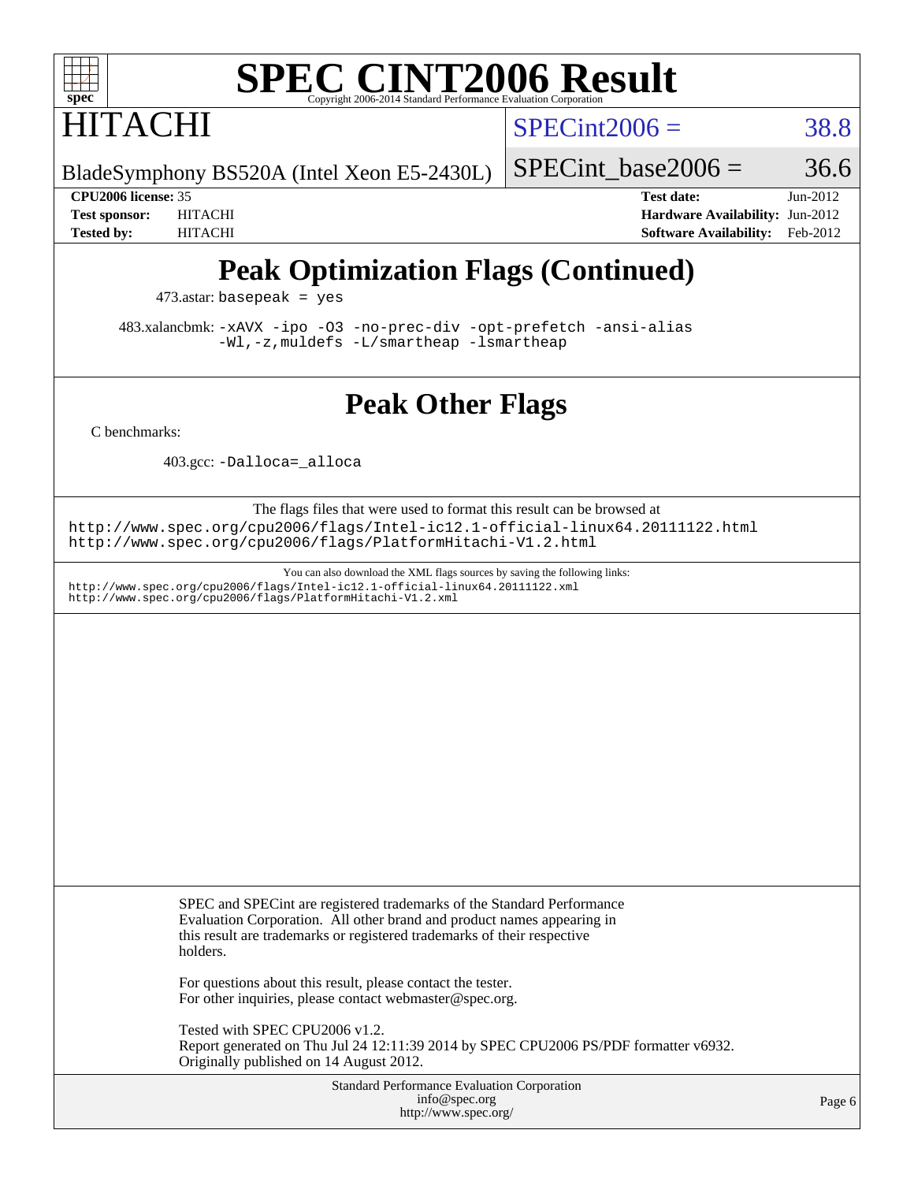# Peak Optimization Flags (Continued)

473.astar: `basepeak = yes`

483.xalancbmk: `-xAVX -ipo -O3 -no-prec-div -opt-prefetch -ansi-alias -Wl,-z,muldefs -L/smartheap -lsmartheap`

# Peak Other Flags

C benchmarks:

403.gcc: `-Dalloca=_alloca`

The flags files that were used to format this result can be browsed at
http://www.spec.org/cpu2006/flags/Intel-ic12.1-official-linux64.20111122.html
http://www.spec.org/cpu2006/flags/PlatformHitachi-V1.2.html

You can also download the XML flags sources by saving the following links:
http://www.spec.org/cpu2006/flags/Intel-ic12.1-official-linux64.20111122.xml
http://www.spec.org/cpu2006/flags/PlatformHitachi-V1.2.xml

SPEC and SPECint are registered trademarks of the Standard Performance Evaluation Corporation. All other brand and product names appearing in this result are trademarks or registered trademarks of their respective holders.

For questions about this result, please contact the tester.
For other inquiries, please contact webmaster@spec.org.

Tested with SPEC CPU2006 v1.2.
Report generated on Thu Jul 24 12:11:39 2014 by SPEC CPU2006 PS/PDF formatter v6932.
Originally published on 14 August 2012.